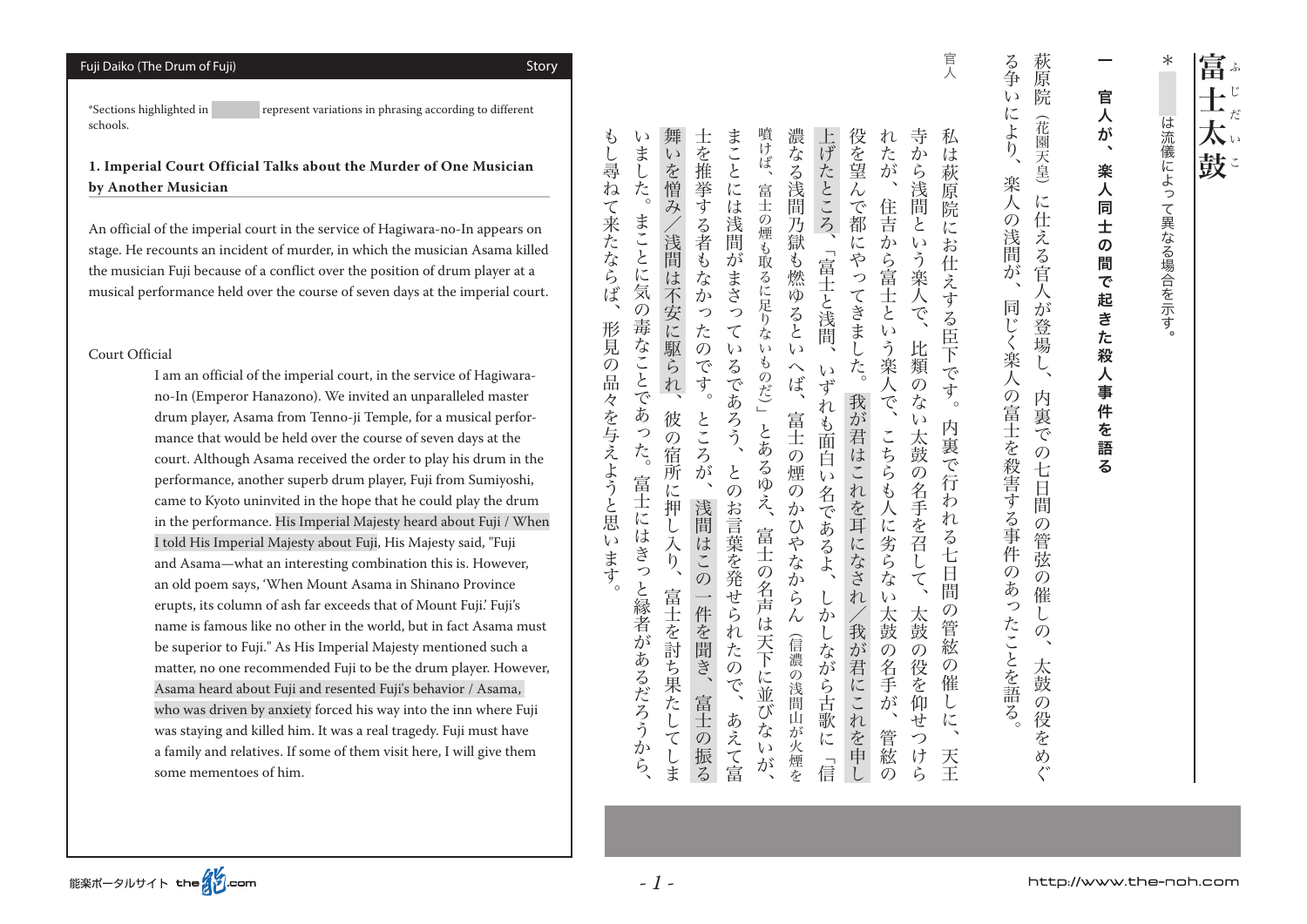Fuji Daiko (The Drum of Fuji) Story

*Sections highlighted in gray represent variations in phrasing according to different schools.

### 1. Imperial Court Official Talks about the Murder of One Musician by Another Musician

An official of the imperial court in the service of Hagiwara-no-In appears on stage. He recounts an incident of murder, in which the musician Asama killed the musician Fuji because of a conflict over the position of drum player at a musical performance held over the course of seven days at the imperial court.

Court Official

I am an official of the imperial court, in the service of Hagiwara-no-In (Emperor Hanazono). We invited an unparalleled master drum player, Asama from Tenno-ji Temple, for a musical performance that would be held over the course of seven days at the court. Although Asama received the order to play his drum in the performance, another superb drum player, Fuji from Sumiyoshi, came to Kyoto uninvited in the hope that he could play the drum in the performance. His Imperial Majesty heard about Fuji / When I told His Imperial Majesty about Fuji, His Majesty said, "Fuji and Asama—what an interesting combination this is. However, an old poem says, 'When Mount Asama in Shinano Province erupts, its column of ash far exceeds that of Mount Fuji.' Fuji's name is famous like no other in the world, but in fact Asama must be superior to Fuji." As His Imperial Majesty mentioned such a matter, no one recommended Fuji to be the drum player. However, Asama heard about Fuji and resented Fuji's behavior / Asama, who was driven by anxiety forced his way into the inn where Fuji was staying and killed him. It was a real tragedy. Fuji must have a family and relatives. If some of them visit here, I will give them some mementoes of him.

# 富士太鼓（ふじだいこ）

＊ は流儀によって異なる場合を示す。

### 一　官人が、楽人同士の間で起きた殺人事件を語る

萩原院（花園天皇）に仕える官人が登場し、内裏での七日間の管弦の催しの、太鼓の役をめぐる争いにより、楽人の浅間が、同じく楽人の富士を殺害する事件のあったことを語る。

官人

私は萩原院にお仕えする臣下です。内裏で行われる七日間の管弦の催しに、天王寺から浅間という楽人で、比類のない太鼓の名手を召して、太鼓の役を仰せつけられたが、住吉から富士という楽人で、こちらも人に劣らない太鼓の名手が、管弦の役を望んで都にやってきました。我が君はこれを耳になされ／我が君にこれを申し上げたところ、「富士と浅間、いずれも面白い名であるよ、しかしながら古歌に「信濃なる浅間乃嶽も燃ゆるといへば、富士の煙のかひやなからん（信濃の浅間山が火煙を噴けば、富士の煙も取るに足りないものだ）」とあるゆえ、富士の名声は天下に並びないが、まことには浅間がまさっているであろう、とのお言葉を発せられたので、あえて富士を推挙する者もなかったのです。ところが、浅間はこの一件を聞き、富士の振舞いを憎み／浅間は不安に駆られ、彼の宿所に押し入り、富士を討ち果たしてしまいました。まことに気の毒なことであった。富士にはきっと縁者があるだろうから、もし尋ねて来たならば、形見の品々を与えようと思います。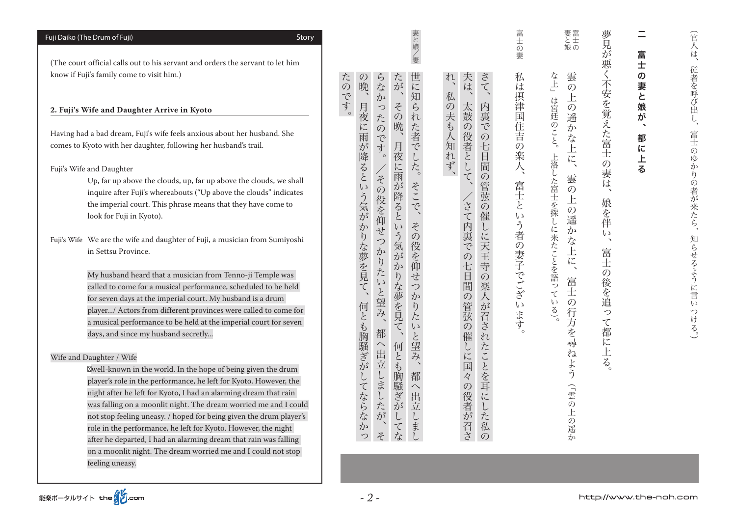Fuji Daiko (The Drum of Fuji) Story

(The court official calls out to his servant and orders the servant to let him know if Fuji's family come to visit him.)

## 2. Fuji's Wife and Daughter Arrive in Kyoto

Having had a bad dream, Fuji's wife feels anxious about her husband. She comes to Kyoto with her daughter, following her husband's trail.

Fuji's Wife and Daughter

Up, far up above the clouds, up, far up above the clouds, we shall inquire after Fuji's whereabouts ("Up above the clouds" indicates the imperial court. This phrase means that they have come to look for Fuji in Kyoto).

Fuji's Wife We are the wife and daughter of Fuji, a musician from Sumiyoshi in Settsu Province.

My husband heard that a musician from Tenno-ji Temple was called to come for a musical performance, scheduled to be held for seven days at the imperial court. My husband is a drum player.../ Actors from different provinces were called to come for a musical performance to be held at the imperial court for seven days, and since my husband secretly...

Wife and Daughter / Wife

well-known in the world. In the hope of being given the drum player's role in the performance, he left for Kyoto. However, the night after he left for Kyoto, I had an alarming dream that rain was falling on a moonlit night. The dream worried me and I could not stop feeling uneasy. / hoped for being given the drum player's role in the performance, he left for Kyoto. However, the night after he departed, I had an alarming dream that rain was falling on a moonlit night. The dream worried me and I could not stop feeling uneasy.

（官人は、従者を呼び出し、富士のゆかりの者が来たら、知らせるように言いつける。）

## 二　富士の妻と娘が、都に上る

夢見が悪く不安を覚えた富士の妻は、娘を伴い、富士の後を追って都に上る。

富士の妻と娘　雲の上の遥かな上に、雲の上の遥かな上に、富士の行方を尋ねよう（「雲の上の遥かな上」は宮廷のこと。上洛した富士を探しに来たことを語っている）。

富士の妻　私は摂津国住吉の楽人、富士という者の妻子でございます。

さて、内裏での七日間の管弦の催しに天王寺の楽人が召されたことを耳にした私の夫は、太鼓の役者として、／さて内裏での七日間の管弦の催しに国々の役者が召され、私の夫も人知れず、

妻と娘／妻　世に知られた者でした。そこで、その役を仰せつかりたいと望み、都へ出立しましたが、その晩、月夜に雨が降るという気がかりな夢を見て、何とも胸騒ぎがしてならなかったのです。／その役を仰せつかりたいと望み、都へ出立しましたが、その晩、月夜に雨が降るという気がかりな夢を見て、何とも胸騒ぎがしてならなかったのです。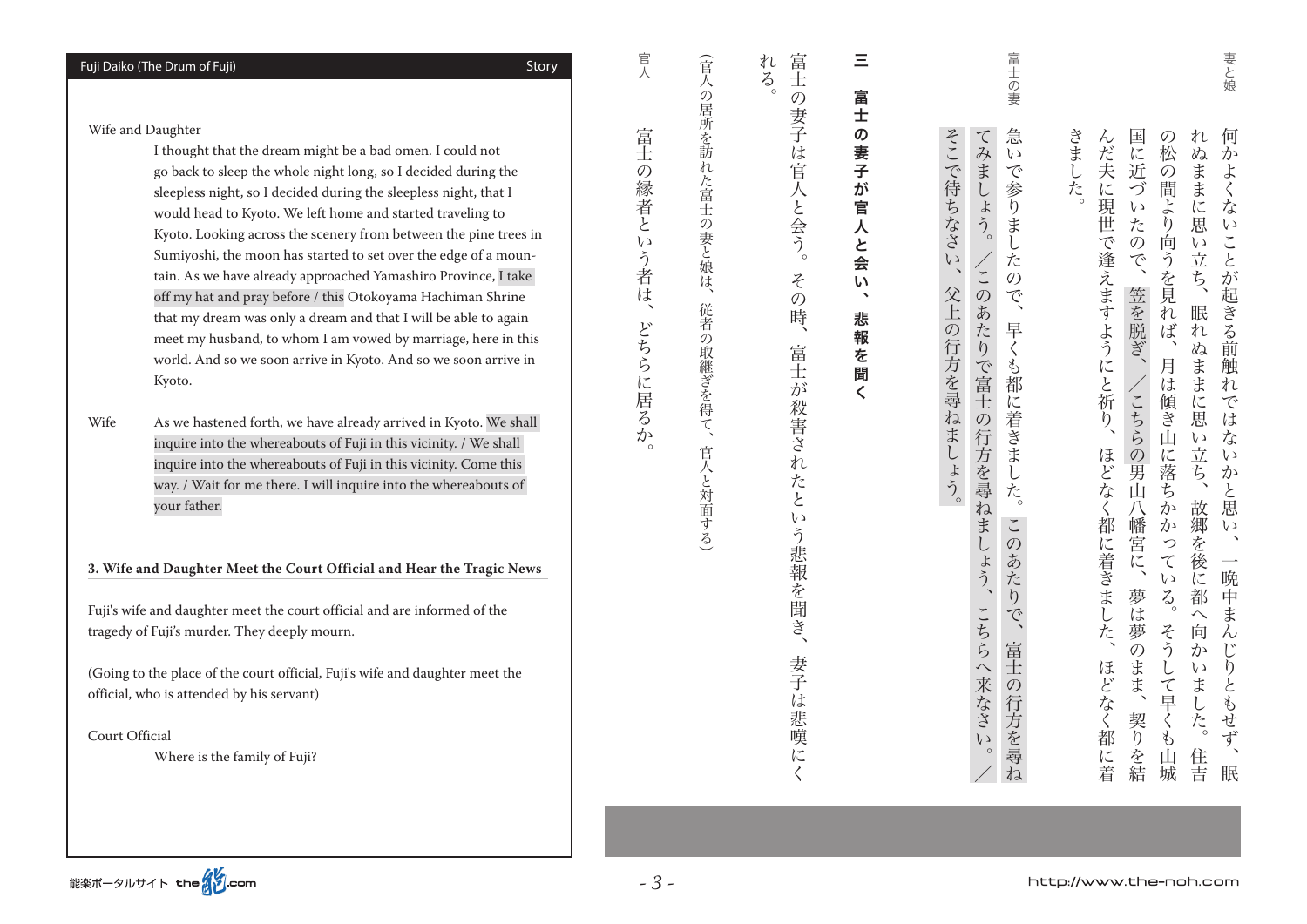Wife and Daughter

I thought that the dream might be a bad omen. I could not go back to sleep the whole night long, so I decided during the sleepless night, so I decided during the sleepless night, that I would head to Kyoto. We left home and started traveling to Kyoto. Looking across the scenery from between the pine trees in Sumiyoshi, the moon has started to set over the edge of a mountain. As we have already approached Yamashiro Province, I take off my hat and pray before / this Otokoyama Hachiman Shrine that my dream was only a dream and that I will be able to again meet my husband, to whom I am vowed by marriage, here in this world. And so we soon arrive in Kyoto. And so we soon arrive in Kyoto.

Wife

As we hastened forth, we have already arrived in Kyoto. We shall inquire into the whereabouts of Fuji in this vicinity. / We shall inquire into the whereabouts of Fuji in this vicinity. Come this way. / Wait for me there. I will inquire into the whereabouts of your father.

### 3. Wife and Daughter Meet the Court Official and Hear the Tragic News

Fuji's wife and daughter meet the court official and are informed of the tragedy of Fuji's murder. They deeply mourn.

(Going to the place of the court official, Fuji's wife and daughter meet the official, who is attended by his servant)

Court Official

Where is the family of Fuji?

妻と娘

何かよくないことが起きる前触れではないかと思い、一晩中まんじりともせず、眠れぬままに思い立ち、眠れぬままに思い立ち、故郷を後に都へ向かいました。住吉の松の間より向うを見れば、月は傾き山に落ちかかっている。そうして早くも山城国に近づいたので、笠を脱ぎ、／こちらの男山八幡宮に、夢は夢のまま、契りを結んだ夫に現世で逢えますようにと祈り、ほどなく都に着きました、ほどなく都に着きました。

富士の妻

急いで参りましたので、早くも都に着きました。このあたりで、富士の行方を尋ねてみましょう。／このあたりで富士の行方を尋ねましょう、こちらへ来なさい。／そこで待ちなさい、父上の行方を尋ねましょう。

### 三　富士の妻子が官人と会い、悲報を聞く

富士の妻子は官人と会う。その時、富士が殺害されたという悲報を聞き、妻子は悲嘆にくれる。

（官人の居所を訪れた富士の妻と娘は、従者の取継ぎを得て、官人と対面する）

官人

富士の縁者という者は、どちらに居るか。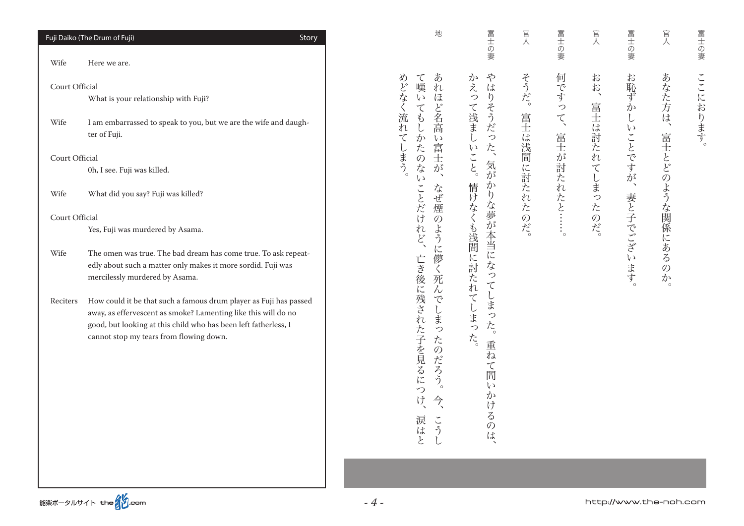## Fuji Daiko (The Drum of Fuji) — Story

**Wife** Here we are.

**Court Official** What is your relationship with Fuji?

**Wife** I am embarrassed to speak to you, but we are the wife and daughter of Fuji.

**Court Official** Oh, I see. Fuji was killed.

**Wife** What did you say? Fuji was killed?

**Court Official** Yes, Fuji was murdered by Asama.

**Wife** The omen was true. The bad dream has come true. To ask repeatedly about such a matter only makes it more sordid. Fuji was mercilessly murdered by Asama.

**Reciters** How could it be that such a famous drum player as Fuji has passed away, as effervescent as smoke? Lamenting like this will do no good, but looking at this child who has been left fatherless, I cannot stop my tears from flowing down.

---

**富士の妻** ここにおります。

**官人** あなた方は、富士とどのような関係にあるのか。

**富士の妻** お恥ずかしいことですが、妻と子でございます。

**官人** おお、富士は討たれてしまったのだ。

**富士の妻** 何ですって、富士が討たれたと……。

**官人** そうだ。富士は浅間に討たれたのだ。

**富士の妻** やはりそうだった、気がかりな夢が本当になってしまった。重ねて問いかけるのは、かえって浅ましいこと。情けなくも浅間に討たれてしまった。

**地** あれほど名高い富士が、なぜ煙のように儚く死んでしまったのだろう。今、こうして嘆いてもしかたのないことだけれど、亡き後に残された子を見るにつけ、涙はとめどなく流れてしまう。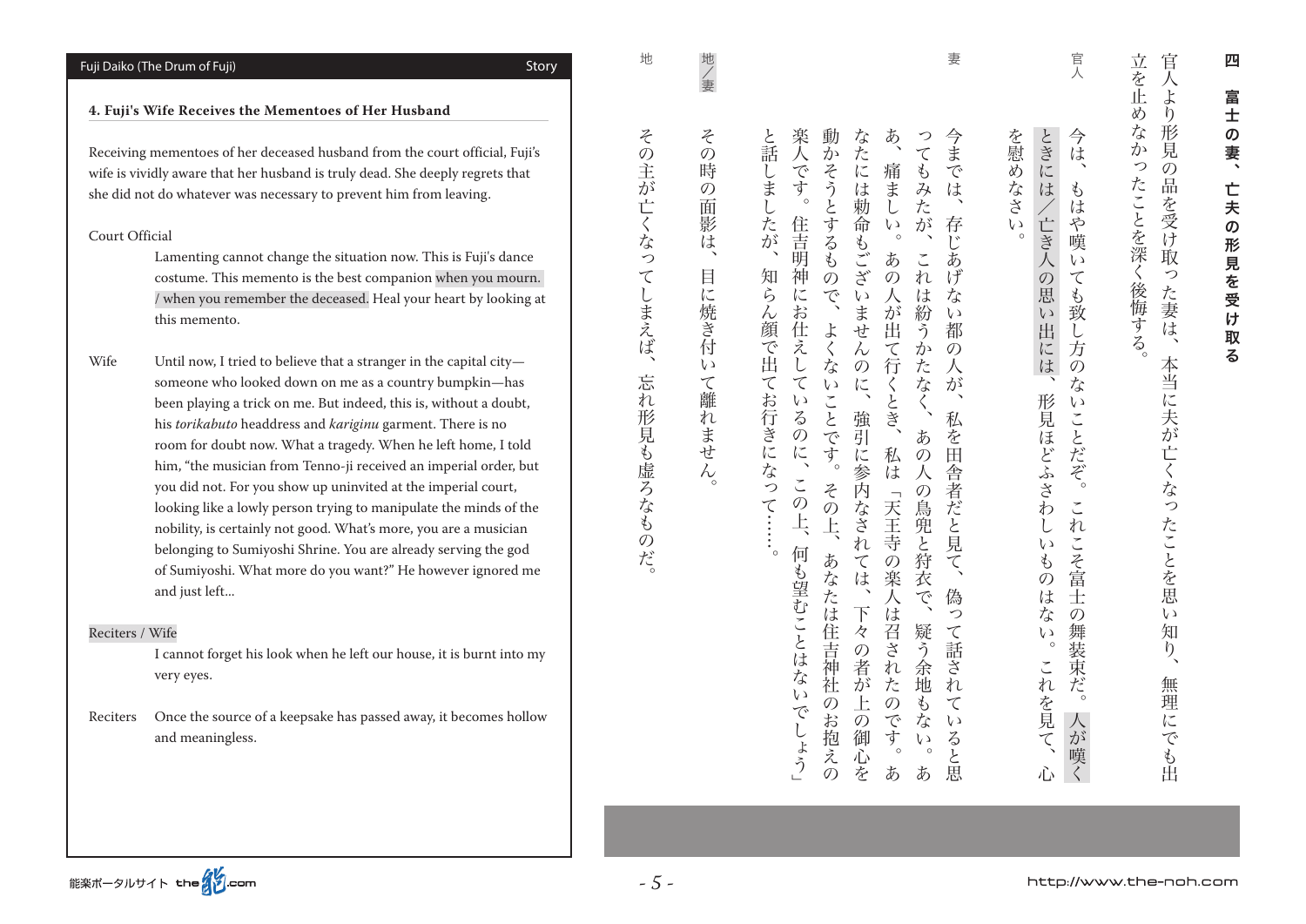## 4. Fuji's Wife Receives the Mementoes of Her Husband

Receiving mementoes of her deceased husband from the court official, Fuji's wife is vividly aware that her husband is truly dead. She deeply regrets that she did not do whatever was necessary to prevent him from leaving.

Court Official

Lamenting cannot change the situation now. This is Fuji's dance costume. This memento is the best companion when you mourn. / when you remember the deceased. Heal your heart by looking at this memento.

Wife

Until now, I tried to believe that a stranger in the capital city—someone who looked down on me as a country bumpkin—has been playing a trick on me. But indeed, this is, without a doubt, his *torikabuto* headdress and *kariginu* garment. There is no room for doubt now. What a tragedy. When he left home, I told him, "the musician from Tenno-ji received an imperial order, but you did not. For you show up uninvited at the imperial court, looking like a lowly person trying to manipulate the minds of the nobility, is certainly not good. What's more, you are a musician belonging to Sumiyoshi Shrine. You are already serving the god of Sumiyoshi. What more do you want?" He however ignored me and just left...

Reciters / Wife

I cannot forget his look when he left our house, it is burnt into my very eyes.

Reciters

Once the source of a keepsake has passed away, it becomes hollow and meaningless.

## 四　富士の妻、亡夫の形見を受け取る

官人より形見の品を受け取った妻は、本当に夫が亡くなったことを思い知り、無理にでも出立を止めなかったことを深く後悔する。

官人

今は、もはや嘆いても致し方のないことだぞ。これこそ富士の舞装束だ。人が嘆くときには／亡き人の思い出には、形見ほどふさわしいものはない。これを見て、心を慰めなさい。

妻

今までは、存じあげない都の人が、私を田舎者だと見て、偽って話されていると思ってもみたが、これは紛うかたなく、あの人の鳥兜と狩衣で、疑う余地もない。ああ、痛ましい。あの人が出て行くとき、私は「天王寺の楽人は召されたのです。あなたには勅命もございませんのに、強引に参内なされては、下々の者が上の御心を動かそうとするもので、よくないことです。その上、あなたは住吉神社のお抱えの楽人です。住吉明神にお仕えしているのに、この上、何も望むことはないでしょう」と話しましたが、知らん顔で出てお行きになって……。

地／妻

その時の面影は、目に焼き付いて離れません。

地

その主が亡くなってしまえば、忘れ形見も虚ろなものだ。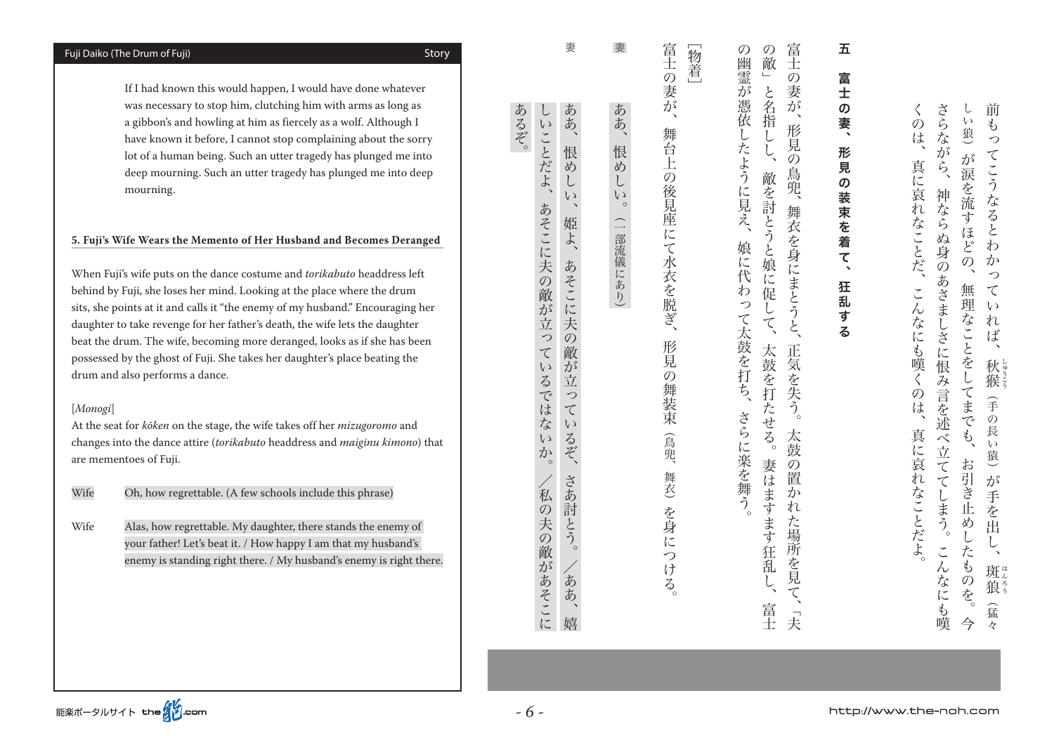If I had known this would happen, I would have done whatever was necessary to stop him, clutching him with arms as long as a gibbon's and howling at him as fiercely as a wolf. Although I have known it before, I cannot stop complaining about the sorry lot of a human being. Such an utter tragedy has plunged me into deep mourning. Such an utter tragedy has plunged me into deep mourning.

### 5. Fuji's Wife Wears the Memento of Her Husband and Becomes Deranged

When Fuji's wife puts on the dance costume and *torikabuto* headdress left behind by Fuji, she loses her mind. Looking at the place where the drum sits, she points at it and calls it "the enemy of my husband." Encouraging her daughter to take revenge for her father's death, the wife lets the daughter beat the drum. The wife, becoming more deranged, looks as if she has been possessed by the ghost of Fuji. She takes her daughter's place beating the drum and also performs a dance.

[*Monogi*]
At the seat for *kōken* on the stage, the wife takes off her *mizugoromo* and changes into the dance attire (*torikabuto* headdress and *maiginu kimono*) that are mementoes of Fuji.

Wife　Oh, how regrettable. (A few schools include this phrase)

Wife　Alas, how regrettable. My daughter, there stands the enemy of your father! Let's beat it. / How happy I am that my husband's enemy is standing right there. / My husband's enemy is right there.

前もってこうなるとわかっていれば、秋猴（しゅうこう）（手の長い猿）が手を出し、斑狼（はんろう）（猛々しい狼）が涙を流すほどの、無理なことをしてまでも、お引き止めしたものを。今さらながら、神ならぬ身のあさましさに恨み言を述べ立ててしまう。こんなにも嘆くのは、真に哀れなことだ、こんなにも嘆くのは、真に哀れなことだよ。

### 五　富士の妻、形見の装束を着て、狂乱する

富士の妻が、形見の鳥兜、舞衣を身にまとうと、正気を失う。太鼓の置かれた場所を見て、「夫の敵」と名指しし、敵を討とうと娘に促して、太鼓を打たせる。妻はますます狂乱し、富士の幽霊が憑依したように見え、娘に代わって太鼓を打ち、さらに楽を舞う。

［物着］
富士の妻が、舞台上の後見座にて水衣を脱ぎ、形見の舞装束（鳥兜、舞衣）を身につける。

妻　ああ、恨めしい。（一部流儀にあり）

妻　ああ、恨めしい、姫よ、あそこに夫の敵が立っているぞ、さあ討とう。／ああ、嬉しいことだよ、あそこに夫の敵が立っているではないか。／私の夫の敵があそこにあるぞ。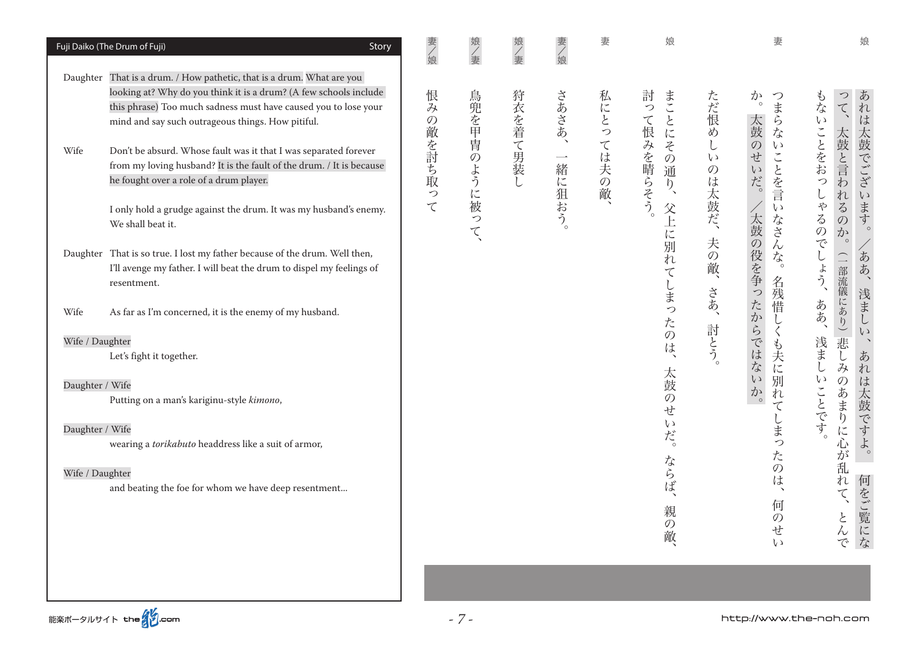## Fuji Daiko (The Drum of Fuji) — Story

Daughter　That is a drum. / How pathetic, that is a drum. What are you looking at? Why do you think it is a drum? (A few schools include this phrase) Too much sadness must have caused you to lose your mind and say such outrageous things. How pitiful.

Wife　Don't be absurd. Whose fault was it that I was separated forever from my loving husband? It is the fault of the drum. / It is because he fought over a role of a drum player.

I only hold a grudge against the drum. It was my husband's enemy. We shall beat it.

Daughter　That is so true. I lost my father because of the drum. Well then, I'll avenge my father. I will beat the drum to dispel my feelings of resentment.

Wife　As far as I'm concerned, it is the enemy of my husband.

Wife / Daughter
Let's fight it together.

Daughter / Wife
Putting on a man's kariginu-style *kimono*,

Daughter / Wife
wearing a *torikabuto* headdress like a suit of armor,

Wife / Daughter
and beating the foe for whom we have deep resentment...

---

娘　あれは太鼓でございます。／ああ、浅ましい、あれは太鼓ですよ。何をご覧になって、太鼓と言われるのか。（一部流儀にあり）悲しみのあまりに心が乱れて、とんでもないことをおっしゃるのでしょう、ああ、浅ましいことです。

妻　つまらないことを言いなさんな。名残惜しくも夫に別れてしまったのは、何のせいか。太鼓のせいだ。／太鼓の役を争ったからではないか。

ただ恨めしいのは太鼓だ、夫の敵、さあ、討とう。

娘　まことにその通り、父上に別れてしまったのは、太鼓のせいだ。ならば、親の敵、討って恨みを晴らそう。

妻　私にとっては夫の敵、

妻／娘　さあさあ、一緒に狙おう。

娘／妻　狩衣を着て男装し

娘／妻　鳥兜を甲冑のように被って、

妻／娘　恨みの敵を討ち取って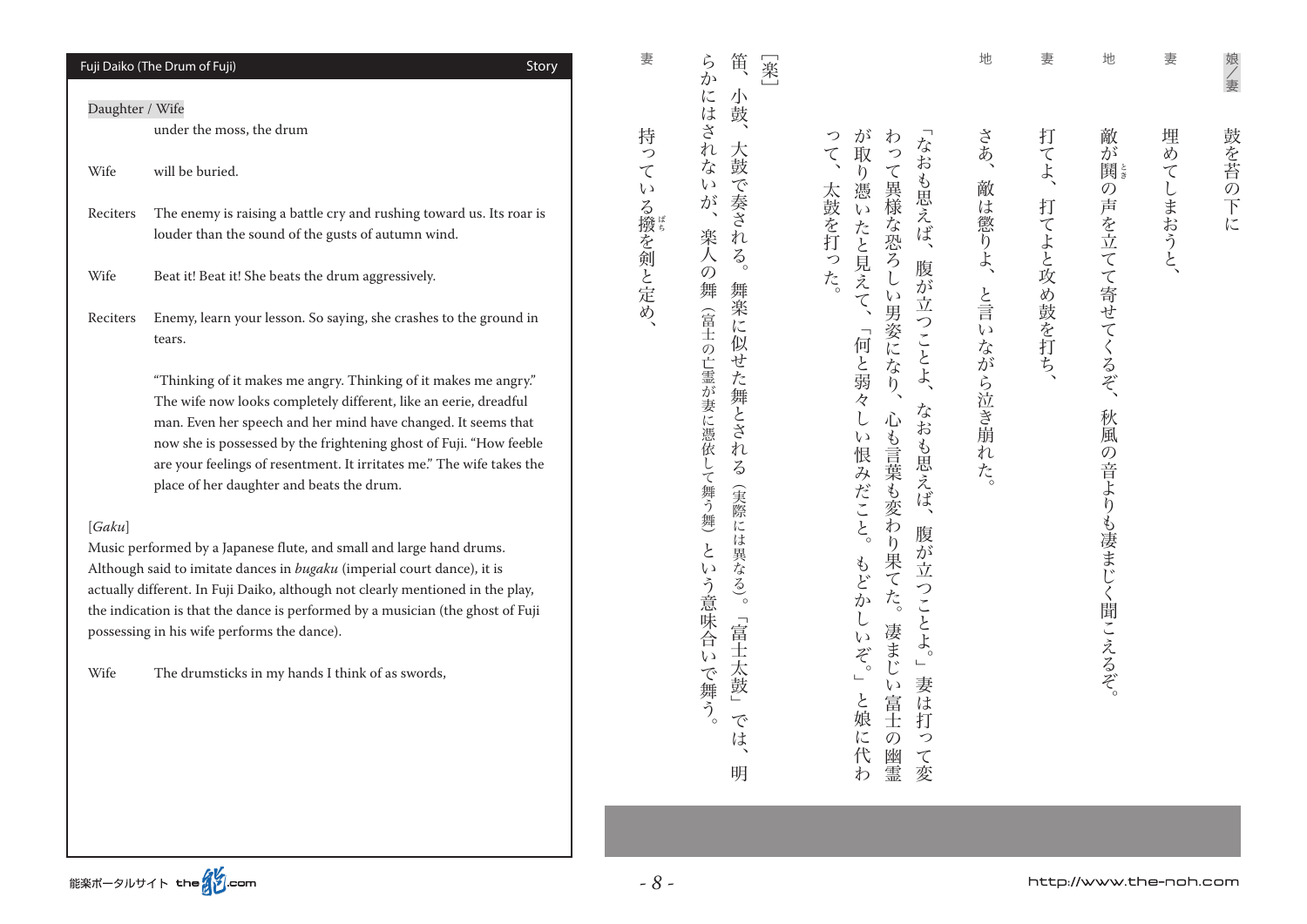**Fuji Daiko (The Drum of Fuji)** — Story

| | |
|---|---|
| Daughter / Wife | under the moss, the drum |
| Wife | will be buried. |
| Reciters | The enemy is raising a battle cry and rushing toward us. Its roar is louder than the sound of the gusts of autumn wind. |
| Wife | Beat it! Beat it! She beats the drum aggressively. |
| Reciters | Enemy, learn your lesson. So saying, she crashes to the ground in tears. |

“Thinking of it makes me angry. Thinking of it makes me angry.” The wife now looks completely different, like an eerie, dreadful man. Even her speech and her mind have changed. It seems that now she is possessed by the frightening ghost of Fuji. “How feeble are your feelings of resentment. It irritates me.” The wife takes the place of her daughter and beats the drum.

[*Gaku*]
Music performed by a Japanese flute, and small and large hand drums. Although said to imitate dances in *bugaku* (imperial court dance), it is actually different. In Fuji Daiko, although not clearly mentioned in the play, the indication is that the dance is performed by a musician (the ghost of Fuji possessing in his wife performs the dance).

| | |
|---|---|
| Wife | The drumsticks in my hands I think of as swords, |

娘／妻　鼓を苔の下に

妻　埋めてしまおうと、

地　敵が鬨の声を立てて寄せてくるぞ、秋風の音よりも凄まじく聞こえるぞ。

妻　打てよ、打てよと攻め鼓を打ち、

地　さあ、敵は懲りよ、と言いながら泣き崩れた。

「なおも思えば、腹が立つことよ、なおも思えば、腹が立つことよ。」妻は打って変わって異様な恐ろしい男姿になり、心も言葉も変わり果てた。凄まじい富士の幽霊が取り憑いたと見えて、「何と弱々しい恨みだこと。もどかしいぞ。」と娘に代わって、太鼓を打った。

［楽］
笛、小鼓、大鼓で奏される。舞楽に似せた舞とされる（実際には異なる）。「富士太鼓」では、明らかにはされないが、楽人の舞（富士の亡霊が妻に憑依して舞う舞）という意味合いで舞う。

妻　持っている撥を剣と定め、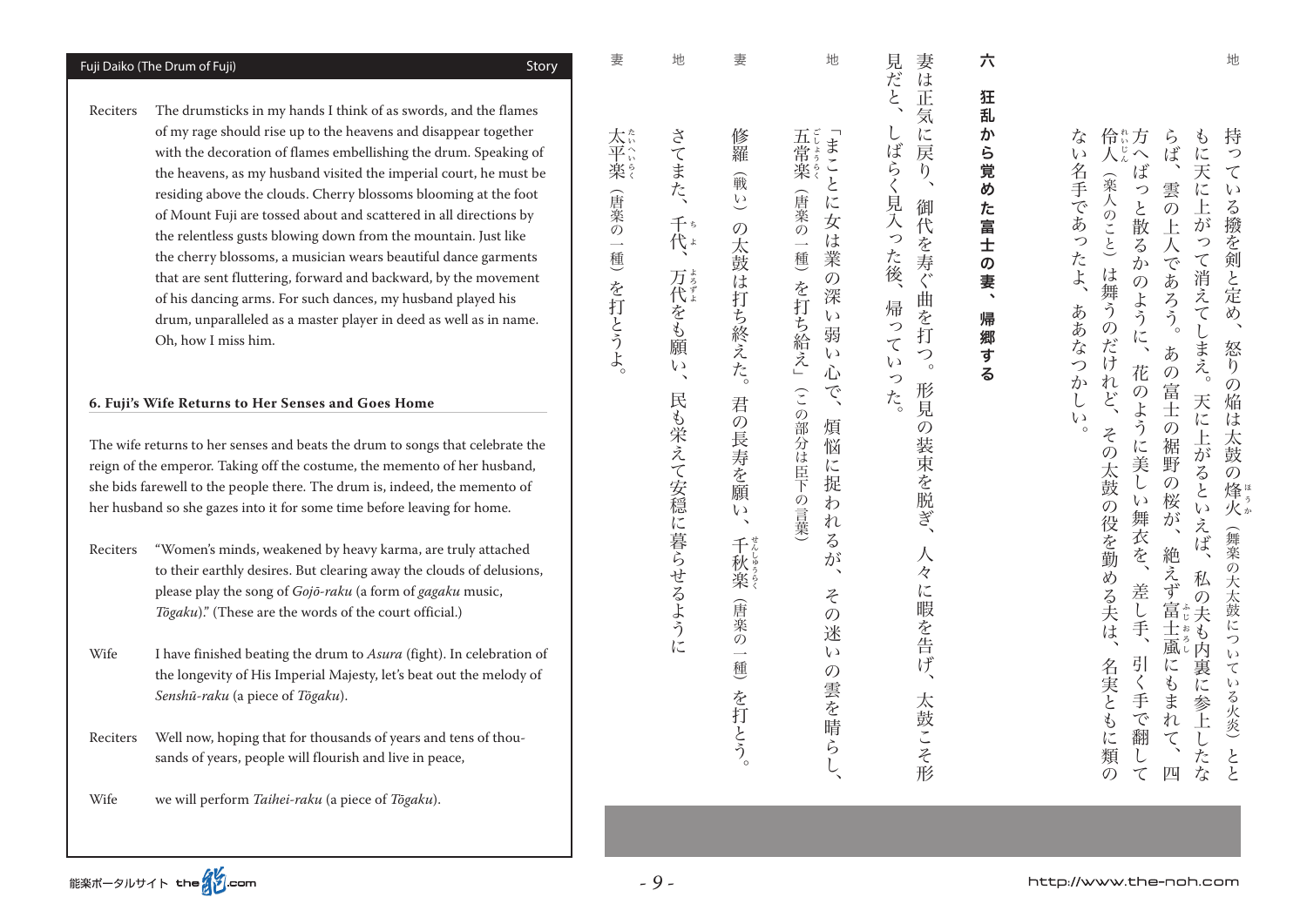Reciters The drumsticks in my hands I think of as swords, and the flames of my rage should rise up to the heavens and disappear together with the decoration of flames embellishing the drum. Speaking of the heavens, as my husband visited the imperial court, he must be residing above the clouds. Cherry blossoms blooming at the foot of Mount Fuji are tossed about and scattered in all directions by the relentless gusts blowing down from the mountain. Just like the cherry blossoms, a musician wears beautiful dance garments that are sent fluttering, forward and backward, by the movement of his dancing arms. For such dances, my husband played his drum, unparalleled as a master player in deed as well as in name. Oh, how I miss him.

### 6. Fuji's Wife Returns to Her Senses and Goes Home

The wife returns to her senses and beats the drum to songs that celebrate the reign of the emperor. Taking off the costume, the memento of her husband, she bids farewell to the people there. The drum is, indeed, the memento of her husband so she gazes into it for some time before leaving for home.

Reciters "Women's minds, weakened by heavy karma, are truly attached to their earthly desires. But clearing away the clouds of delusions, please play the song of *Gojō-raku* (a form of *gagaku* music, *Tōgaku*)." (These are the words of the court official.)

Wife I have finished beating the drum to *Asura* (fight). In celebration of the longevity of His Imperial Majesty, let's beat out the melody of *Senshū-raku* (a piece of *Tōgaku*).

Reciters Well now, hoping that for thousands of years and tens of thousands of years, people will flourish and live in peace,

Wife we will perform *Taihei-raku* (a piece of *Tōgaku*).

地　持っている撥を剣と定め、怒りの焔は太鼓の烽火（舞楽の大太鼓についている火炎）とともに天に上がって消えてしまえ。天に上がるといえば、私の夫も内裏に参上したならば、雲の上人であろう。あの富士の裾野の桜が、絶えず富士颪にもまれて、四方へぱっと散るかのように、花のように美しい舞衣を、差し手、引く手で翻して伶人（楽人のこと）は舞うのだけれど、その太鼓の役を勤める夫は、名実ともに類のない名手であったよ、ああなつかしい。

### 六　狂乱から覚めた富士の妻、帰郷する

妻は正気に戻り、御代を寿ぐ曲を打つ。形見の装束を脱ぎ、人々に暇を告げ、太鼓こそ形見だと、しばらく見入った後、帰っていった。

地　「まことに女は業の深い弱い心で、煩悩に捉われるが、その迷いの雲を晴らし、五常楽（唐楽の一種）を打ち給え」（この部分は臣下の言葉）

妻　修羅（戦い）の太鼓は打ち終えた。君の長寿を願い、千秋楽（唐楽の一種）を打とう。

地　さてまた、千代、万代をも願い、民も栄えて安穏に暮らせるように

妻　太平楽（唐楽の一種）を打とうよ。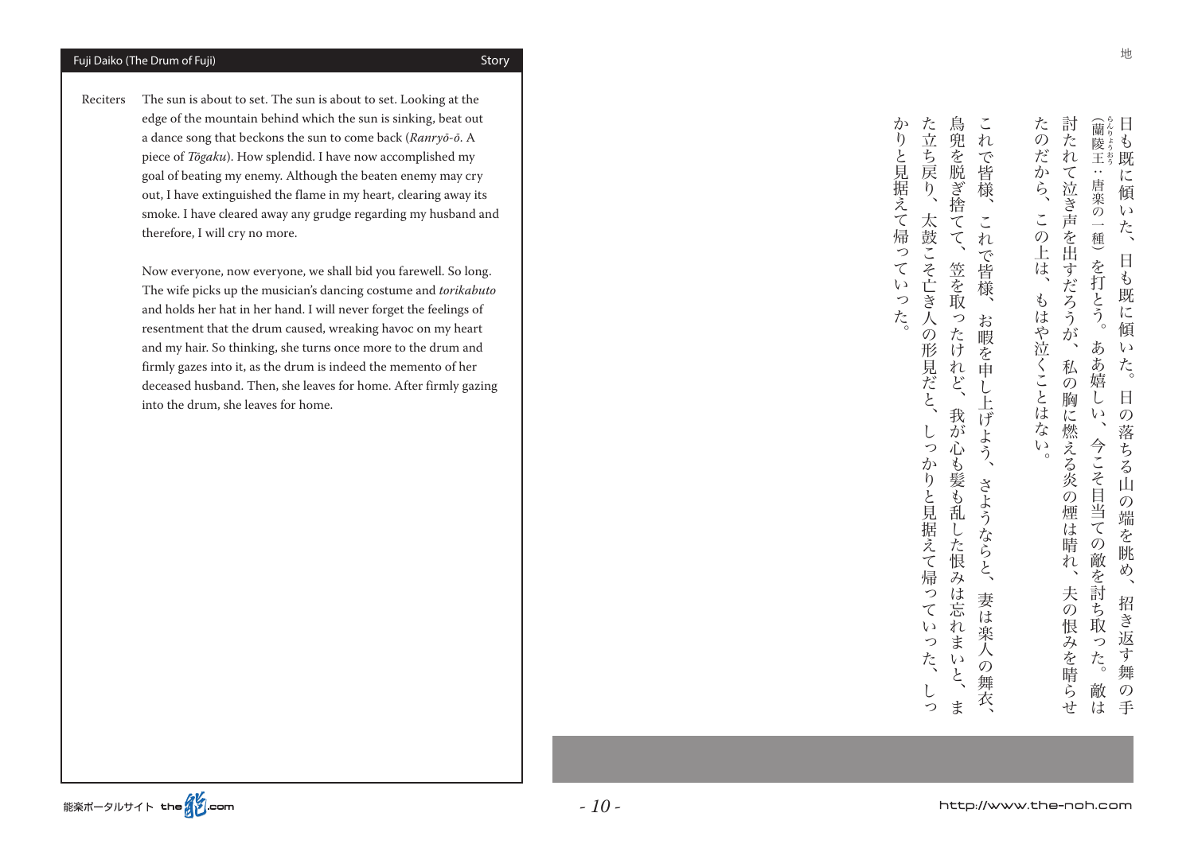Fuji Daiko (The Drum of Fuji) — Story

Reciters The sun is about to set. The sun is about to set. Looking at the edge of the mountain behind which the sun is sinking, beat out a dance song that beckons the sun to come back (*Ranryō-ō*. A piece of *Tōgaku*). How splendid. I have now accomplished my goal of beating my enemy. Although the beaten enemy may cry out, I have extinguished the flame in my heart, clearing away its smoke. I have cleared away any grudge regarding my husband and therefore, I will cry no more.

Now everyone, now everyone, we shall bid you farewell. So long. The wife picks up the musician's dancing costume and *torikabuto* and holds her hat in her hand. I will never forget the feelings of resentment that the drum caused, wreaking havoc on my heart and my hair. So thinking, she turns once more to the drum and firmly gazes into it, as the drum is indeed the memento of her deceased husband. Then, she leaves for home. After firmly gazing into the drum, she leaves for home.

地

日も既に傾いた、日も既に傾いた。日の落ちる山の端を眺め、招き返す舞の手（蘭陵王（らんりょうおう）：唐楽の一種）を打とう。ああ嬉しい、今こそ目当ての敵を討ち取った。敵は討たれて泣き声を出すだろうが、私の胸に燃える炎の煙は晴れ、夫の恨みを晴らせたのだから、この上は、もはや泣くことはない。

これで皆様、これで皆様、お暇を申し上げよう、さようならと、妻は楽人の舞衣、鳥兜を脱ぎ捨てて、笠を取ったけれど、我が心も髪も乱した恨みは忘れまいと、また立ち戻り、太鼓こそ亡き人の形見だと、しっかりと見据えて帰っていった、しっかりと見据えて帰っていった。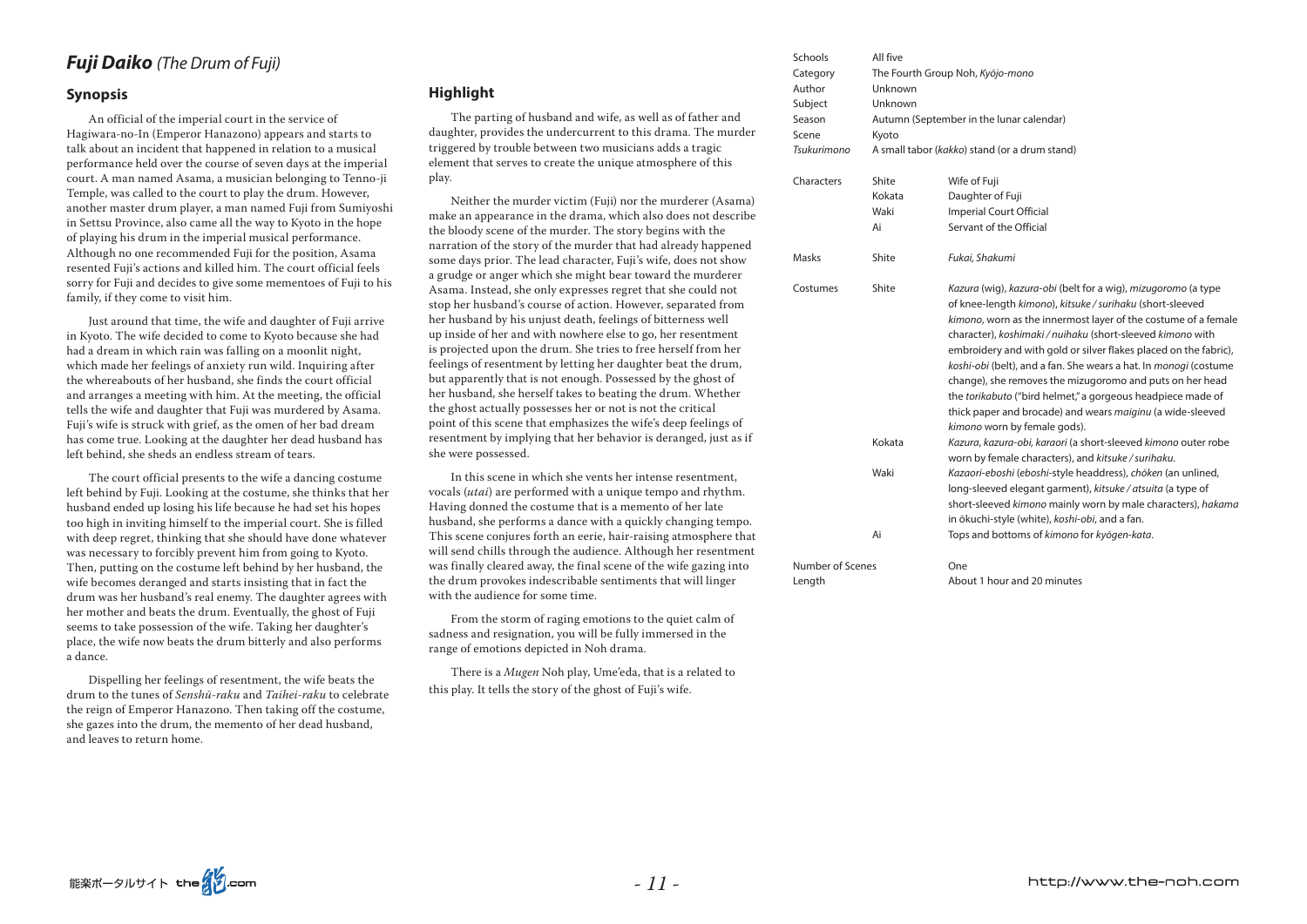# *Fuji Daiko* *(The Drum of Fuji)*

## Synopsis

An official of the imperial court in the service of Hagiwara-no-In (Emperor Hanazono) appears and starts to talk about an incident that happened in relation to a musical performance held over the course of seven days at the imperial court. A man named Asama, a musician belonging to Tenno-ji Temple, was called to the court to play the drum. However, another master drum player, a man named Fuji from Sumiyoshi in Settsu Province, also came all the way to Kyoto in the hope of playing his drum in the imperial musical performance. Although no one recommended Fuji for the position, Asama resented Fuji's actions and killed him. The court official feels sorry for Fuji and decides to give some mementoes of Fuji to his family, if they come to visit him.

Just around that time, the wife and daughter of Fuji arrive in Kyoto. The wife decided to come to Kyoto because she had had a dream in which rain was falling on a moonlit night, which made her feelings of anxiety run wild. Inquiring after the whereabouts of her husband, she finds the court official and arranges a meeting with him. At the meeting, the official tells the wife and daughter that Fuji was murdered by Asama. Fuji's wife is struck with grief, as the omen of her bad dream has come true. Looking at the daughter her dead husband has left behind, she sheds an endless stream of tears.

The court official presents to the wife a dancing costume left behind by Fuji. Looking at the costume, she thinks that her husband ended up losing his life because he had set his hopes too high in inviting himself to the imperial court. She is filled with deep regret, thinking that she should have done whatever was necessary to forcibly prevent him from going to Kyoto. Then, putting on the costume left behind by her husband, the wife becomes deranged and starts insisting that in fact the drum was her husband's real enemy. The daughter agrees with her mother and beats the drum. Eventually, the ghost of Fuji seems to take possession of the wife. Taking her daughter's place, the wife now beats the drum bitterly and also performs a dance.

Dispelling her feelings of resentment, the wife beats the drum to the tunes of *Senshū-raku* and *Taihei-raku* to celebrate the reign of Emperor Hanazono. Then taking off the costume, she gazes into the drum, the memento of her dead husband, and leaves to return home.

## Highlight

The parting of husband and wife, as well as of father and daughter, provides the undercurrent to this drama. The murder triggered by trouble between two musicians adds a tragic element that serves to create the unique atmosphere of this play.

Neither the murder victim (Fuji) nor the murderer (Asama) make an appearance in the drama, which also does not describe the bloody scene of the murder. The story begins with the narration of the story of the murder that had already happened some days prior. The lead character, Fuji's wife, does not show a grudge or anger which she might bear toward the murderer Asama. Instead, she only expresses regret that she could not stop her husband's course of action. However, separated from her husband by his unjust death, feelings of bitterness well up inside of her and with nowhere else to go, her resentment is projected upon the drum. She tries to free herself from her feelings of resentment by letting her daughter beat the drum, but apparently that is not enough. Possessed by the ghost of her husband, she herself takes to beating the drum. Whether the ghost actually possesses her or not is not the critical point of this scene that emphasizes the wife's deep feelings of resentment by implying that her behavior is deranged, just as if she were possessed.

In this scene in which she vents her intense resentment, vocals (*utai*) are performed with a unique tempo and rhythm. Having donned the costume that is a memento of her late husband, she performs a dance with a quickly changing tempo. This scene conjures forth an eerie, hair-raising atmosphere that will send chills through the audience. Although her resentment was finally cleared away, the final scene of the wife gazing into the drum provokes indescribable sentiments that will linger with the audience for some time.

From the storm of raging emotions to the quiet calm of sadness and resignation, you will be fully immersed in the range of emotions depicted in Noh drama.

There is a *Mugen* Noh play, Ume'eda, that is a related to this play. It tells the story of the ghost of Fuji's wife.

| | | |
|---|---|---|
| Schools | All five | |
| Category | The Fourth Group Noh, *Kyōjo-mono* | |
| Author | Unknown | |
| Subject | Unknown | |
| Season | Autumn (September in the lunar calendar) | |
| Scene | Kyoto | |
| *Tsukurimono* | A small tabor (*kakko*) stand (or a drum stand) | |
| Characters | Shite | Wife of Fuji |
| | Kokata | Daughter of Fuji |
| | Waki | Imperial Court Official |
| | Ai | Servant of the Official |
| Masks | Shite | *Fukai, Shakumi* |
| Costumes | Shite | *Kazura* (wig), *kazura-obi* (belt for a wig), *mizugoromo* (a type of knee-length *kimono*), *kitsuke / surihaku* (short-sleeved *kimono*, worn as the innermost layer of the costume of a female character), *koshimaki / nuihaku* (short-sleeved *kimono* with embroidery and with gold or silver flakes placed on the fabric), *koshi-obi* (belt), and a fan. She wears a hat. In *monogi* (costume change), she removes the mizugoromo and puts on her head the *torikabuto* ("bird helmet," a gorgeous headpiece made of thick paper and brocade) and wears *maiginu* (a wide-sleeved *kimono* worn by female gods). |
| | Kokata | *Kazura*, *kazura-obi, karaori* (a short-sleeved *kimono* outer robe worn by female characters), and *kitsuke / surihaku*. |
| | Waki | *Kazaori-eboshi* (*eboshi*-style headdress), *chōken* (an unlined, long-sleeved elegant garment), *kitsuke / atsuita* (a type of short-sleeved *kimono* mainly worn by male characters), *hakama* in ōkuchi-style (white), *koshi-obi*, and a fan. |
| | Ai | Tops and bottoms of *kimono* for *kyōgen-kata*. |
| Number of Scenes | | One |
| Length | | About 1 hour and 20 minutes |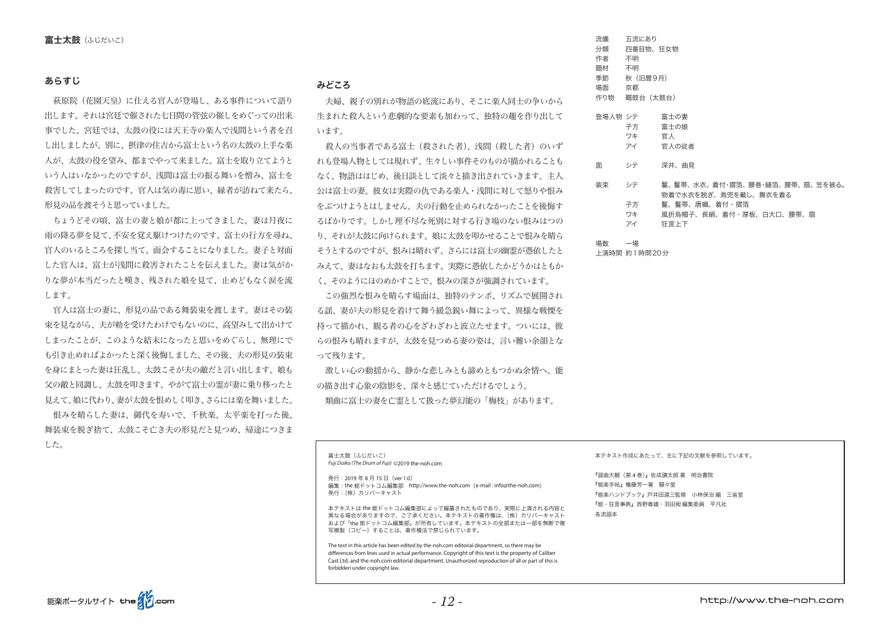# 富士太鼓（ふじだいこ）

## あらすじ

萩原院（花園天皇）に仕える官人が登場し、ある事件について語り出します。それは宮廷で催された七日間の管弦の催しをめぐっての出来事でした。宮廷では、太鼓の役には天王寺の楽人で浅間という者を召し出しましたが、別に、摂津の住吉から富士という名の太鼓の上手な楽人が、太鼓の役を望み、都までやって来ました。富士を取り立てようという人はいなかったのですが、浅間は富士の振る舞いを憎み、富士を殺害してしまったのです。官人は気の毒に思い、縁者が訪ねて来たら、形見の品を渡そうと思っていました。

ちょうどその頃、富士の妻と娘が都に上ってきました。妻は月夜に雨の降る夢を見て、不安を覚え駆けつけたのです。富士の行方を尋ね、官人のいるところを探し当て、面会することになりました。妻子と対面した官人は、富士が浅間に殺害されたことを伝えました。妻は気がかりな夢が本当だったと嘆き、残された娘を見て、止めどもなく涙を流します。

官人は富士の妻に、形見の品である舞装束を渡します。妻はその装束を見ながら、夫が勅を受けたわけでもないのに、高望みして出かけてしまったことが、このような結末になったと思いをめぐらし、無理にでも引き止めればよかったと深く後悔しました。その後、夫の形見の装束を身にまとった妻は狂乱し、太鼓こそが夫の敵だと言い出します。娘も父の敵と同調し、太鼓を叩きます。やがて富士の霊が妻に乗り移ったと見えて、娘に代わり、妻が太鼓を恨めしく叩き、さらには楽を舞いました。

恨みを晴らした妻は、御代を寿いで、千秋楽、太平楽を打った後、舞装束を脱ぎ捨て、太鼓こそ亡き夫の形見だと見つめ、帰途につきました。

## みどころ

夫婦、親子の別れが物語の底流にあり、そこに楽人同士の争いから生まれた殺人という悲劇的な要素も加わって、独特の趣を作り出しています。

殺人の当事者である富士（殺された者）、浅間（殺した者）のいずれも登場人物としては現れず、生々しい事件そのものが描かれることもなく、物語ははじめ、後日談として淡々と描き出されていきます。主人公は富士の妻。彼女は実際の仇である楽人・浅間に対して怒りや恨みをぶつけようとはしません。夫の行動を止められなかったことを後悔するばかりです。しかし理不尽な死別に対する行き場のない恨みはつのり、それが太鼓に向けられます。娘に太鼓を叩かせることで恨みを晴らそうとするのですが、恨みは晴れず、さらには富士の幽霊が憑依したとみえて、妻はなおも太鼓を打ちます。実際に憑依したかどうかはともかく、そのようにほのめかすことで、恨みの深さが強調されています。

この強烈な恨みを晴らす場面は、独特のテンポ、リズムで展開される謡、妻が夫の形見を着けて舞う緩急鋭い舞によって、異様な戦慄を持って描かれ、観る者の心をざわざわと波立たせます。ついには、彼らの恨みも晴れますが、太鼓を見つめる妻の姿は、言い難い余韻となって残ります。

激しい心の動揺から、静かな悲しみとも諦めともつかぬ余情へ。能の描き出す心象の陰影を、深々と感じていただけるでしょう。

類曲に富士の妻を亡霊として扱った夢幻能の「梅枝」があります。

| | |
|---|---|
| 流儀 | 五流にあり |
| 分類 | 四番目物、狂女物 |
| 作者 | 不明 |
| 題材 | 不明 |
| 季節 | 秋（旧暦9月） |
| 場面 | 京都 |
| 作り物 | 鞨鼓台（太鼓台） |

| | | |
|---|---|---|
| 登場人物 | シテ | 富士の妻 |
| | 子方 | 富士の娘 |
| | ワキ | 官人 |
| | アイ | 官人の従者 |
| 面 | シテ | 深井、曲見 |
| 装束 | シテ | 鬘、鬘帯、水衣、着付・摺箔、腰巻・縫箔、腰帯、扇、笠を被る。物着で水衣を脱ぎ、鳥兜を戴し、舞衣を着る |
| | 子方 | 鬘、鬘帯、唐織、着付・摺箔 |
| | ワキ | 風折烏帽子、長絹、着付・厚板、白大口、腰帯、扇 |
| | アイ | 狂言上下 |

場数　一場
上演時間 約1時間20分

富士太鼓（ふじだいこ）
*Fuji Daiko (The Drum of Fuji)* ©2019 the-noh.com

発行：2019 年 8 月 15 日（ver 1.0）
編集：the 能ドットコム編集部　http://www.the-noh.com（e-mail : info@the-noh.com）
発行：（株）カリバーキャスト

本テキストは the 能ドットコム編集部によって編纂されたものであり、実際に上演される内容と異なる場合がありますので、ご了承ください。本テキストの著作権は、（株）カリバーキャストおよび「the 能ドットコム編集部」が所有しています。本テキストの全部または一部を無断で複写複製（コピー）することは、著作権法で禁じられています。

The text in this article has been edited by the-noh.com editorial department, so there may be differences from lines used in actual performance. Copyright of this text is the property of Caliber Cast Ltd. and the-noh.com editorial department. Unauthorized reproduction of all or part of this is forbidden under copyright law.

本テキスト作成にあたって、主に下記の文献を参照しています。

『謡曲大観（第 4 巻）』佐成謙太郎 著　明治書院
『能楽手帖』権藤芳一著　駸々堂
『能楽ハンドブック』戸井田道三監修　小林保治 編　三省堂
『能・狂言事典』西野春雄・羽田昶 編集委員　平凡社
各流謡本